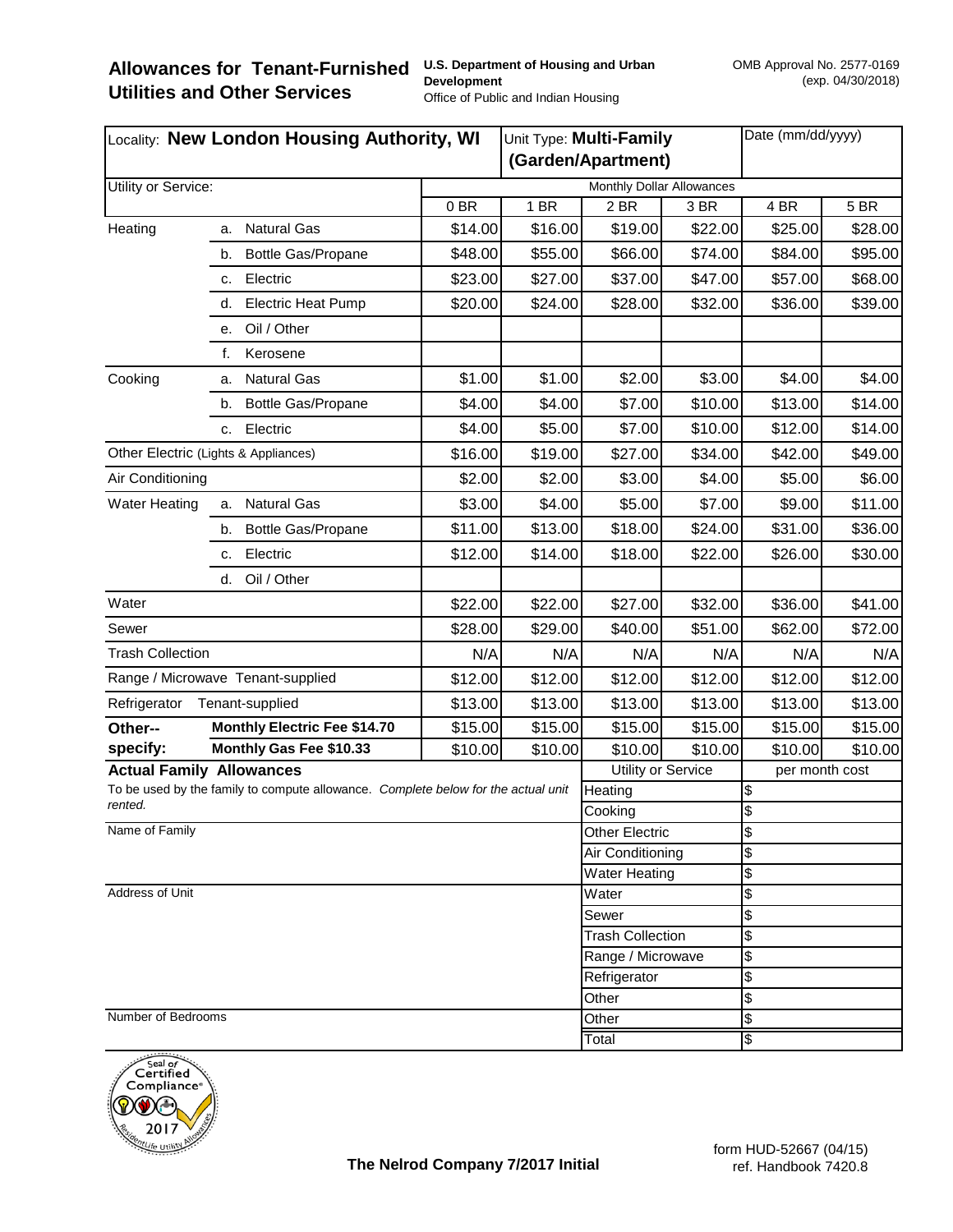# Allowances for Tenant-Furnished Utilities and Other Services

**U.S. Department of Housing and Urban Development**
Office of Public and Indian Housing

OMB Approval No. 2577-0169 (exp. 04/30/2018)

| Locality: **New London Housing Authority, WI** | | Unit Type: **Multi-Family (Garden/Apartment)** | | | | Date (mm/dd/yyyy) | |
|---|---|---|---|---|---|---|---|
| Utility or Service: | | Monthly Dollar Allowances | | | | | |
| | | 0 BR | 1 BR | 2 BR | 3 BR | 4 BR | 5 BR |
| Heating | a. Natural Gas | $14.00 | $16.00 | $19.00 | $22.00 | $25.00 | $28.00 |
| | b. Bottle Gas/Propane | $48.00 | $55.00 | $66.00 | $74.00 | $84.00 | $95.00 |
| | c. Electric | $23.00 | $27.00 | $37.00 | $47.00 | $57.00 | $68.00 |
| | d. Electric Heat Pump | $20.00 | $24.00 | $28.00 | $32.00 | $36.00 | $39.00 |
| | e. Oil / Other | | | | | | |
| | f. Kerosene | | | | | | |
| Cooking | a. Natural Gas | $1.00 | $1.00 | $2.00 | $3.00 | $4.00 | $4.00 |
| | b. Bottle Gas/Propane | $4.00 | $4.00 | $7.00 | $10.00 | $13.00 | $14.00 |
| | c. Electric | $4.00 | $5.00 | $7.00 | $10.00 | $12.00 | $14.00 |
| Other Electric (Lights & Appliances) | | $16.00 | $19.00 | $27.00 | $34.00 | $42.00 | $49.00 |
| Air Conditioning | | $2.00 | $2.00 | $3.00 | $4.00 | $5.00 | $6.00 |
| Water Heating | a. Natural Gas | $3.00 | $4.00 | $5.00 | $7.00 | $9.00 | $11.00 |
| | b. Bottle Gas/Propane | $11.00 | $13.00 | $18.00 | $24.00 | $31.00 | $36.00 |
| | c. Electric | $12.00 | $14.00 | $18.00 | $22.00 | $26.00 | $30.00 |
| | d. Oil / Other | | | | | | |
| Water | | $22.00 | $22.00 | $27.00 | $32.00 | $36.00 | $41.00 |
| Sewer | | $28.00 | $29.00 | $40.00 | $51.00 | $62.00 | $72.00 |
| Trash Collection | | N/A | N/A | N/A | N/A | N/A | N/A |
| Range / Microwave Tenant-supplied | | $12.00 | $12.00 | $12.00 | $12.00 | $12.00 | $12.00 |
| Refrigerator Tenant-supplied | | $13.00 | $13.00 | $13.00 | $13.00 | $13.00 | $13.00 |
| **Other-- specify:** | **Monthly Electric Fee $14.70** | $15.00 | $15.00 | $15.00 | $15.00 | $15.00 | $15.00 |
| | **Monthly Gas Fee $10.33** | $10.00 | $10.00 | $10.00 | $10.00 | $10.00 | $10.00 |

**Actual Family Allowances**

To be used by the family to compute allowance. *Complete below for the actual unit rented.*

Name of Family

Address of Unit

Number of Bedrooms

| Utility or Service | per month cost |
|---|---|
| Heating | $ |
| Cooking | $ |
| Other Electric | $ |
| Air Conditioning | $ |
| Water Heating | $ |
| Water | $ |
| Sewer | $ |
| Trash Collection | $ |
| Range / Microwave | $ |
| Refrigerator | $ |
| Other | $ |
| Other | $ |
| Total | $ |

Seal of Certified Compliance 2017 ResidentLife Utility Allowances

**The Nelrod Company 7/2017 Initial**

form HUD-52667 (04/15)
ref. Handbook 7420.8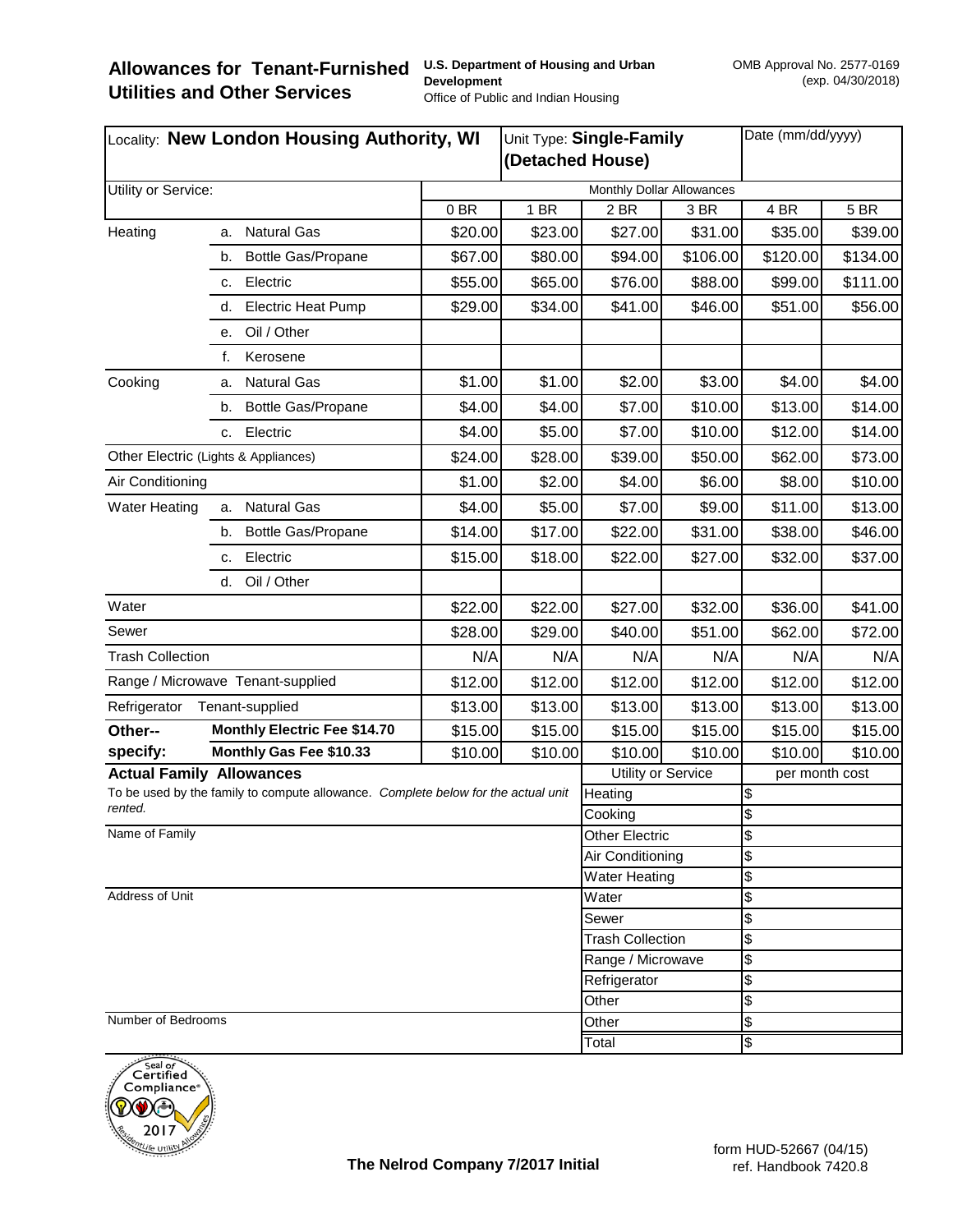**Allowances for Tenant-Furnished Utilities and Other Services**

**U.S. Department of Housing and Urban Development**
Office of Public and Indian Housing

OMB Approval No. 2577-0169
(exp. 04/30/2018)

| Locality: **New London Housing Authority, WI** | | Unit Type: **Single-Family (Detached House)** | | | | Date (mm/dd/yyyy) | |
|---|---|---|---|---|---|---|---|
| Utility or Service: | | Monthly Dollar Allowances | | | | | |
| | | 0 BR | 1 BR | 2 BR | 3 BR | 4 BR | 5 BR |
| Heating | a. Natural Gas | $20.00 | $23.00 | $27.00 | $31.00 | $35.00 | $39.00 |
| | b. Bottle Gas/Propane | $67.00 | $80.00 | $94.00 | $106.00 | $120.00 | $134.00 |
| | c. Electric | $55.00 | $65.00 | $76.00 | $88.00 | $99.00 | $111.00 |
| | d. Electric Heat Pump | $29.00 | $34.00 | $41.00 | $46.00 | $51.00 | $56.00 |
| | e. Oil / Other | | | | | | |
| | f. Kerosene | | | | | | |
| Cooking | a. Natural Gas | $1.00 | $1.00 | $2.00 | $3.00 | $4.00 | $4.00 |
| | b. Bottle Gas/Propane | $4.00 | $4.00 | $7.00 | $10.00 | $13.00 | $14.00 |
| | c. Electric | $4.00 | $5.00 | $7.00 | $10.00 | $12.00 | $14.00 |
| Other Electric (Lights & Appliances) | | $24.00 | $28.00 | $39.00 | $50.00 | $62.00 | $73.00 |
| Air Conditioning | | $1.00 | $2.00 | $4.00 | $6.00 | $8.00 | $10.00 |
| Water Heating | a. Natural Gas | $4.00 | $5.00 | $7.00 | $9.00 | $11.00 | $13.00 |
| | b. Bottle Gas/Propane | $14.00 | $17.00 | $22.00 | $31.00 | $38.00 | $46.00 |
| | c. Electric | $15.00 | $18.00 | $22.00 | $27.00 | $32.00 | $37.00 |
| | d. Oil / Other | | | | | | |
| Water | | $22.00 | $22.00 | $27.00 | $32.00 | $36.00 | $41.00 |
| Sewer | | $28.00 | $29.00 | $40.00 | $51.00 | $62.00 | $72.00 |
| Trash Collection | | N/A | N/A | N/A | N/A | N/A | N/A |
| Range / Microwave Tenant-supplied | | $12.00 | $12.00 | $12.00 | $12.00 | $12.00 | $12.00 |
| Refrigerator Tenant-supplied | | $13.00 | $13.00 | $13.00 | $13.00 | $13.00 | $13.00 |
| **Other--** | **Monthly Electric Fee $14.70** | $15.00 | $15.00 | $15.00 | $15.00 | $15.00 | $15.00 |
| **specify:** | **Monthly Gas Fee $10.33** | $10.00 | $10.00 | $10.00 | $10.00 | $10.00 | $10.00 |

**Actual Family Allowances**

To be used by the family to compute allowance. *Complete below for the actual unit rented.*

Name of Family

Address of Unit

Number of Bedrooms

| Utility or Service | per month cost |
|---|---|
| Heating | $ |
| Cooking | $ |
| Other Electric | $ |
| Air Conditioning | $ |
| Water Heating | $ |
| Water | $ |
| Sewer | $ |
| Trash Collection | $ |
| Range / Microwave | $ |
| Refrigerator | $ |
| Other | $ |
| Other | $ |
| Total | $ |

Seal of Certified Compliance® 2017 ResidentLife Utility Allowances

**The Nelrod Company 7/2017 Initial**

form HUD-52667 (04/15)
ref. Handbook 7420.8